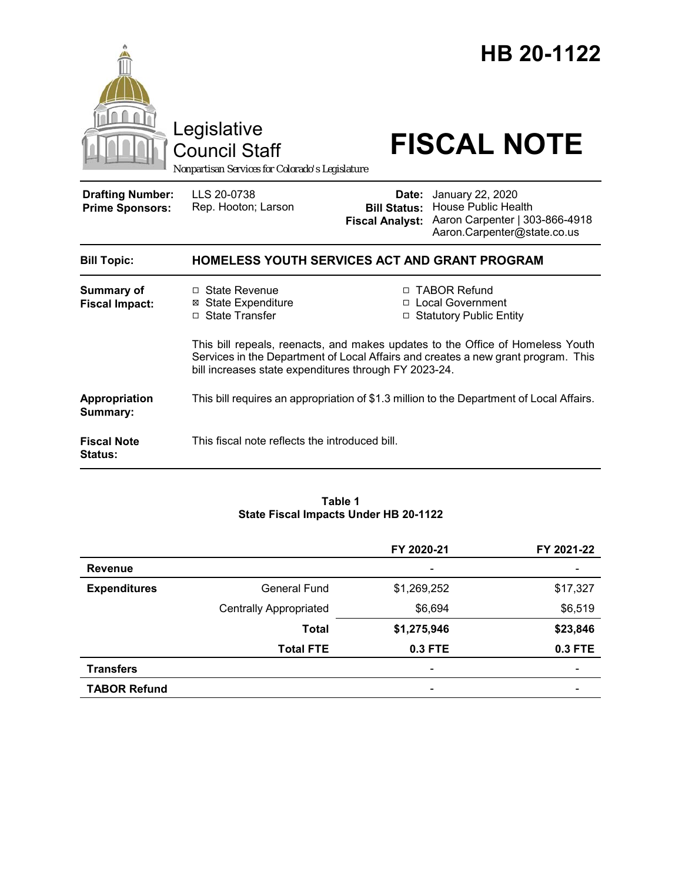# HB 20-1122

Legislative Council Staff

*Nonpartisan Services for Colorado's Legislature*

# FISCAL NOTE

| | | | |
|---|---|---|---|
| **Drafting Number:** | LLS 20-0738 | **Date:** | January 22, 2020 |
| **Prime Sponsors:** | Rep. Hooton; Larson | **Bill Status:** | House Public Health |
| | | **Fiscal Analyst:** | Aaron Carpenter \| 303-866-4918 Aaron.Carpenter@state.co.us |

**Bill Topic:** **HOMELESS YOUTH SERVICES ACT AND GRANT PROGRAM**

**Summary of Fiscal Impact:**

- ☐ State Revenue
- ☒ State Expenditure
- ☐ State Transfer
- ☐ TABOR Refund
- ☐ Local Government
- ☐ Statutory Public Entity

This bill repeals, reenacts, and makes updates to the Office of Homeless Youth Services in the Department of Local Affairs and creates a new grant program. This bill increases state expenditures through FY 2023-24.

**Appropriation Summary:** This bill requires an appropriation of $1.3 million to the Department of Local Affairs.

**Fiscal Note Status:** This fiscal note reflects the introduced bill.

**Table 1**
**State Fiscal Impacts Under HB 20-1122**

| | | FY 2020-21 | FY 2021-22 |
|---|---|---|---|
| **Revenue** | | - | - |
| **Expenditures** | General Fund | $1,269,252 | $17,327 |
| | Centrally Appropriated | $6,694 | $6,519 |
| | **Total** | **$1,275,946** | **$23,846** |
| | **Total FTE** | **0.3 FTE** | **0.3 FTE** |
| **Transfers** | | - | - |
| **TABOR Refund** | | - | - |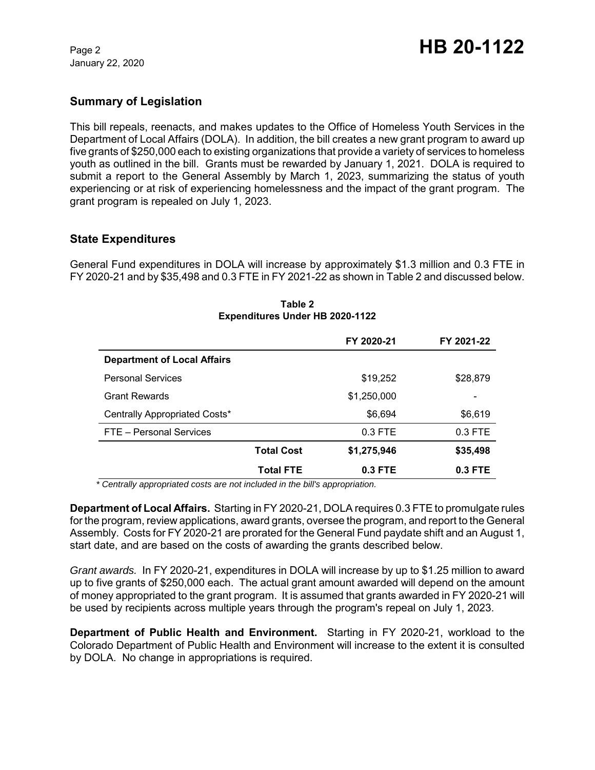## Summary of Legislation

This bill repeals, reenacts, and makes updates to the Office of Homeless Youth Services in the Department of Local Affairs (DOLA). In addition, the bill creates a new grant program to award up five grants of $250,000 each to existing organizations that provide a variety of services to homeless youth as outlined in the bill. Grants must be rewarded by January 1, 2021. DOLA is required to submit a report to the General Assembly by March 1, 2023, summarizing the status of youth experiencing or at risk of experiencing homelessness and the impact of the grant program. The grant program is repealed on July 1, 2023.

## State Expenditures

General Fund expenditures in DOLA will increase by approximately $1.3 million and 0.3 FTE in FY 2020-21 and by $35,498 and 0.3 FTE in FY 2021-22 as shown in Table 2 and discussed below.

**Table 2**
**Expenditures Under HB 2020-1122**

| | | FY 2020-21 | FY 2021-22 |
|---|---|---|---|
| **Department of Local Affairs** | | | |
| Personal Services | | $19,252 | $28,879 |
| Grant Rewards | | $1,250,000 | - |
| Centrally Appropriated Costs* | | $6,694 | $6,619 |
| FTE – Personal Services | | 0.3 FTE | 0.3 FTE |
| | **Total Cost** | **$1,275,946** | **$35,498** |
| | **Total FTE** | **0.3 FTE** | **0.3 FTE** |

*\* Centrally appropriated costs are not included in the bill's appropriation.*

**Department of Local Affairs.** Starting in FY 2020-21, DOLA requires 0.3 FTE to promulgate rules for the program, review applications, award grants, oversee the program, and report to the General Assembly. Costs for FY 2020-21 are prorated for the General Fund paydate shift and an August 1, start date, and are based on the costs of awarding the grants described below.

*Grant awards.* In FY 2020-21, expenditures in DOLA will increase by up to $1.25 million to award up to five grants of $250,000 each. The actual grant amount awarded will depend on the amount of money appropriated to the grant program. It is assumed that grants awarded in FY 2020-21 will be used by recipients across multiple years through the program's repeal on July 1, 2023.

**Department of Public Health and Environment.** Starting in FY 2020-21, workload to the Colorado Department of Public Health and Environment will increase to the extent it is consulted by DOLA. No change in appropriations is required.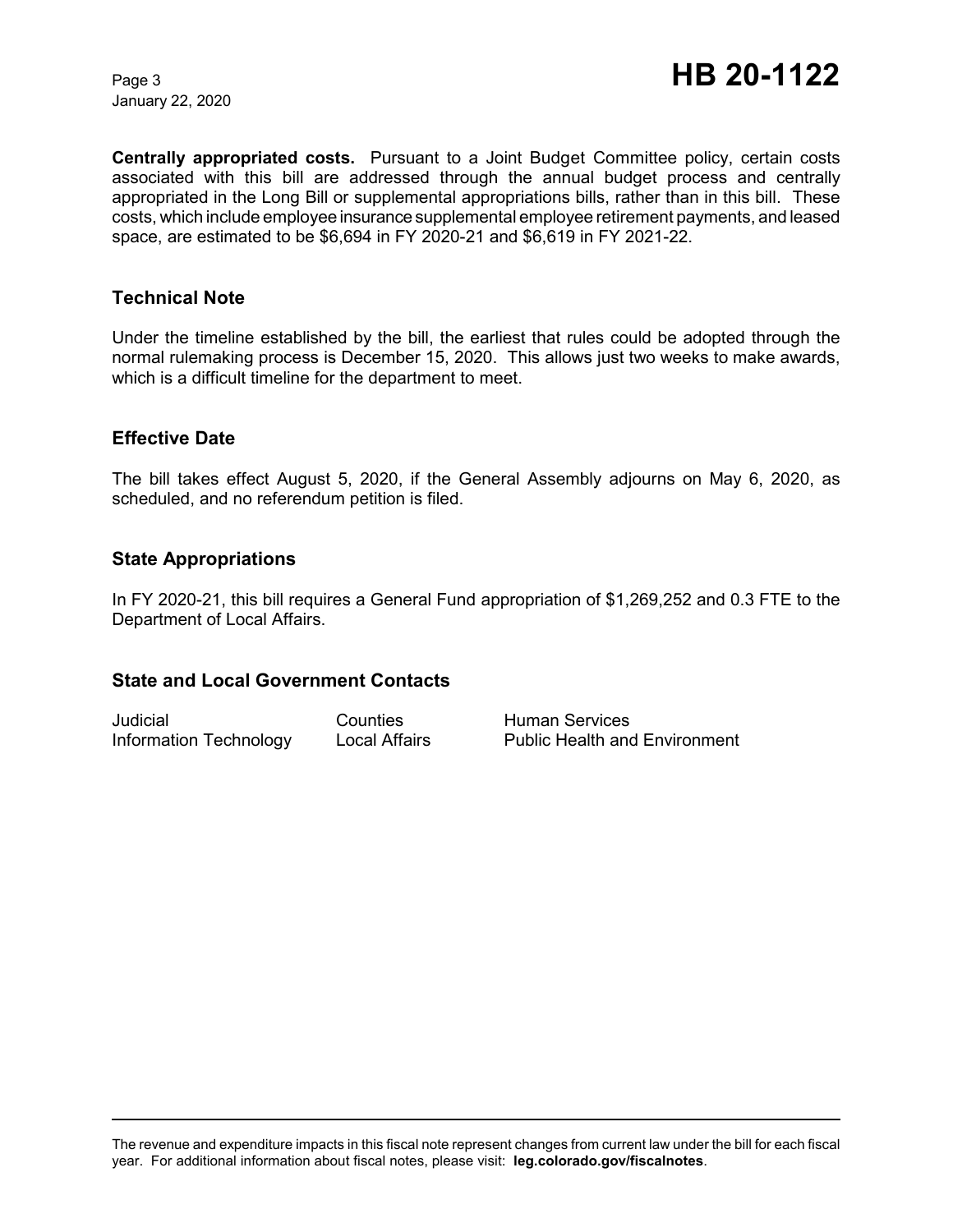**Centrally appropriated costs.** Pursuant to a Joint Budget Committee policy, certain costs associated with this bill are addressed through the annual budget process and centrally appropriated in the Long Bill or supplemental appropriations bills, rather than in this bill. These costs, which include employee insurance supplemental employee retirement payments, and leased space, are estimated to be $6,694 in FY 2020-21 and $6,619 in FY 2021-22.

## Technical Note

Under the timeline established by the bill, the earliest that rules could be adopted through the normal rulemaking process is December 15, 2020. This allows just two weeks to make awards, which is a difficult timeline for the department to meet.

## Effective Date

The bill takes effect August 5, 2020, if the General Assembly adjourns on May 6, 2020, as scheduled, and no referendum petition is filed.

## State Appropriations

In FY 2020-21, this bill requires a General Fund appropriation of $1,269,252 and 0.3 FTE to the Department of Local Affairs.

## State and Local Government Contacts

| | | |
|---|---|---|
| Judicial | Counties | Human Services |
| Information Technology | Local Affairs | Public Health and Environment |

The revenue and expenditure impacts in this fiscal note represent changes from current law under the bill for each fiscal year. For additional information about fiscal notes, please visit: **leg.colorado.gov/fiscalnotes**.